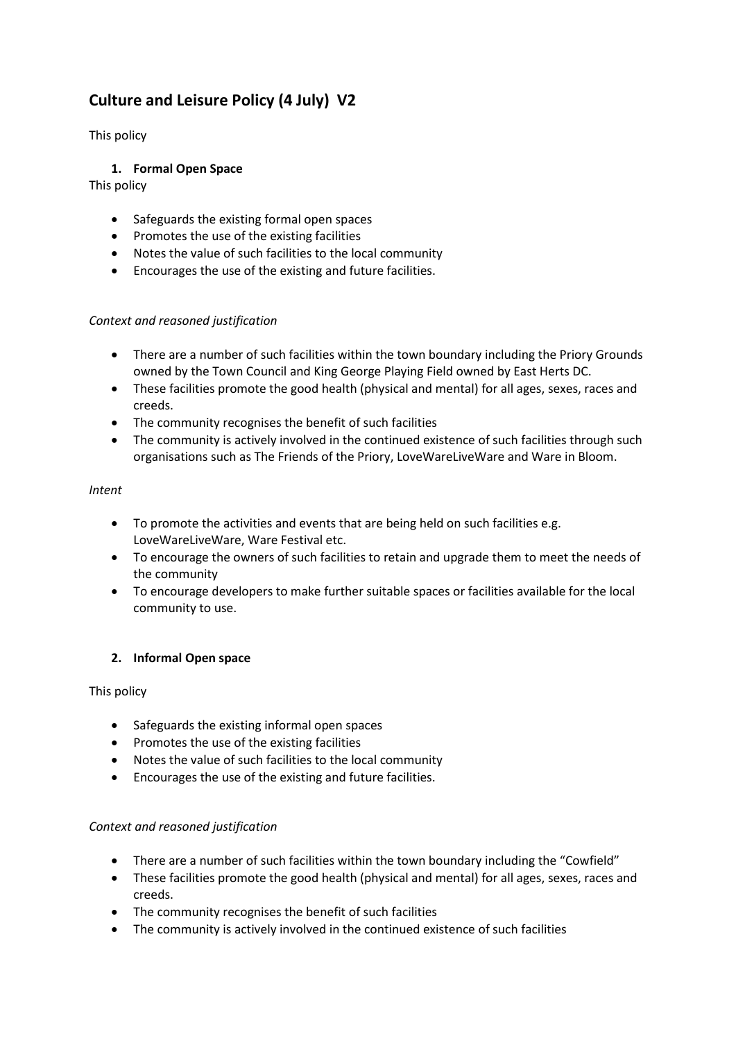# Culture and Leisure Policy (4 July)  V2

This policy

## 1. Formal Open Space

This policy

- Safeguards the existing formal open spaces
- Promotes the use of the existing facilities
- Notes the value of such facilities to the local community
- Encourages the use of the existing and future facilities.

*Context and reasoned justification*

- There are a number of such facilities within the town boundary including the Priory Grounds owned by the Town Council and King George Playing Field owned by East Herts DC.
- These facilities promote the good health (physical and mental) for all ages, sexes, races and creeds.
- The community recognises the benefit of such facilities
- The community is actively involved in the continued existence of such facilities through such organisations such as The Friends of the Priory, LoveWareLiveWare and Ware in Bloom.

*Intent*

- To promote the activities and events that are being held on such facilities e.g. LoveWareLiveWare, Ware Festival etc.
- To encourage the owners of such facilities to retain and upgrade them to meet the needs of the community
- To encourage developers to make further suitable spaces or facilities available for the local community to use.

## 2. Informal Open space

This policy

- Safeguards the existing informal open spaces
- Promotes the use of the existing facilities
- Notes the value of such facilities to the local community
- Encourages the use of the existing and future facilities.

*Context and reasoned justification*

- There are a number of such facilities within the town boundary including the "Cowfield"
- These facilities promote the good health (physical and mental) for all ages, sexes, races and creeds.
- The community recognises the benefit of such facilities
- The community is actively involved in the continued existence of such facilities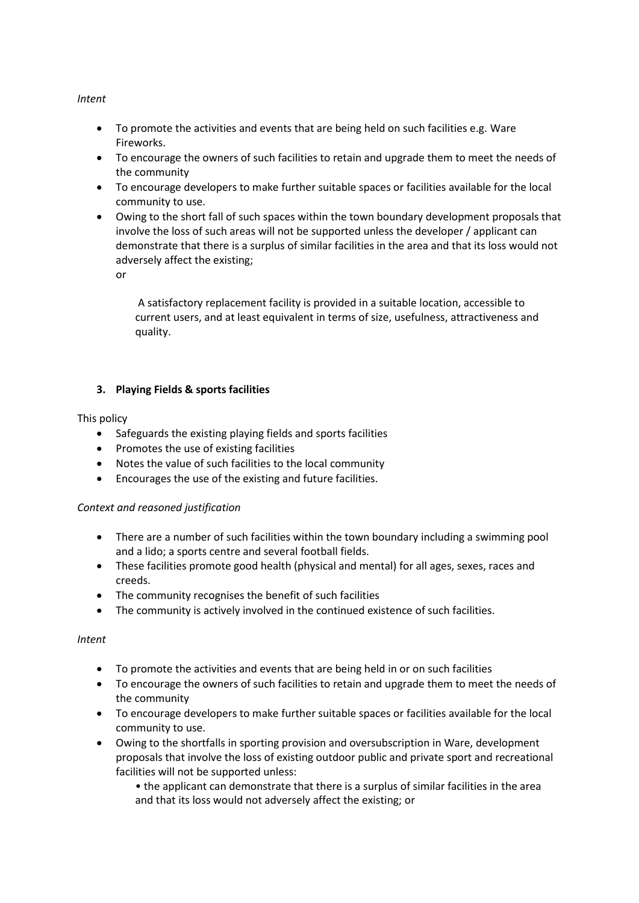*Intent*

- To promote the activities and events that are being held on such facilities e.g. Ware Fireworks.
- To encourage the owners of such facilities to retain and upgrade them to meet the needs of the community
- To encourage developers to make further suitable spaces or facilities available for the local community to use.
- Owing to the short fall of such spaces within the town boundary development proposals that involve the loss of such areas will not be supported unless the developer / applicant can demonstrate that there is a surplus of similar facilities in the area and that its loss would not adversely affect the existing;

  or

  A satisfactory replacement facility is provided in a suitable location, accessible to current users, and at least equivalent in terms of size, usefulness, attractiveness and quality.

### 3. Playing Fields & sports facilities

This policy

- Safeguards the existing playing fields and sports facilities
- Promotes the use of existing facilities
- Notes the value of such facilities to the local community
- Encourages the use of the existing and future facilities.

*Context and reasoned justification*

- There are a number of such facilities within the town boundary including a swimming pool and a lido; a sports centre and several football fields.
- These facilities promote good health (physical and mental) for all ages, sexes, races and creeds.
- The community recognises the benefit of such facilities
- The community is actively involved in the continued existence of such facilities.

*Intent*

- To promote the activities and events that are being held in or on such facilities
- To encourage the owners of such facilities to retain and upgrade them to meet the needs of the community
- To encourage developers to make further suitable spaces or facilities available for the local community to use.
- Owing to the shortfalls in sporting provision and oversubscription in Ware, development proposals that involve the loss of existing outdoor public and private sport and recreational facilities will not be supported unless:
  - the applicant can demonstrate that there is a surplus of similar facilities in the area and that its loss would not adversely affect the existing; or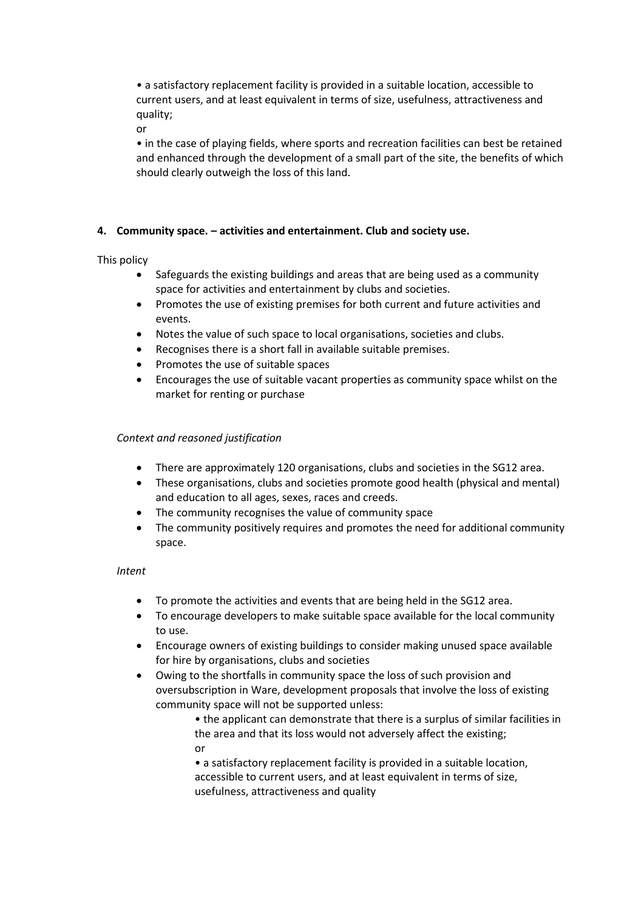• a satisfactory replacement facility is provided in a suitable location, accessible to current users, and at least equivalent in terms of size, usefulness, attractiveness and quality;

or

• in the case of playing fields, where sports and recreation facilities can best be retained and enhanced through the development of a small part of the site, the benefits of which should clearly outweigh the loss of this land.

**4. Community space. – activities and entertainment. Club and society use.**

This policy

- Safeguards the existing buildings and areas that are being used as a community space for activities and entertainment by clubs and societies.
- Promotes the use of existing premises for both current and future activities and events.
- Notes the value of such space to local organisations, societies and clubs.
- Recognises there is a short fall in available suitable premises.
- Promotes the use of suitable spaces
- Encourages the use of suitable vacant properties as community space whilst on the market for renting or purchase

*Context and reasoned justification*

- There are approximately 120 organisations, clubs and societies in the SG12 area.
- These organisations, clubs and societies promote good health (physical and mental) and education to all ages, sexes, races and creeds.
- The community recognises the value of community space
- The community positively requires and promotes the need for additional community space.

*Intent*

- To promote the activities and events that are being held in the SG12 area.
- To encourage developers to make suitable space available for the local community to use.
- Encourage owners of existing buildings to consider making unused space available for hire by organisations, clubs and societies
- Owing to the shortfalls in community space the loss of such provision and oversubscription in Ware, development proposals that involve the loss of existing community space will not be supported unless:

  • the applicant can demonstrate that there is a surplus of similar facilities in the area and that its loss would not adversely affect the existing;

  or

  • a satisfactory replacement facility is provided in a suitable location, accessible to current users, and at least equivalent in terms of size, usefulness, attractiveness and quality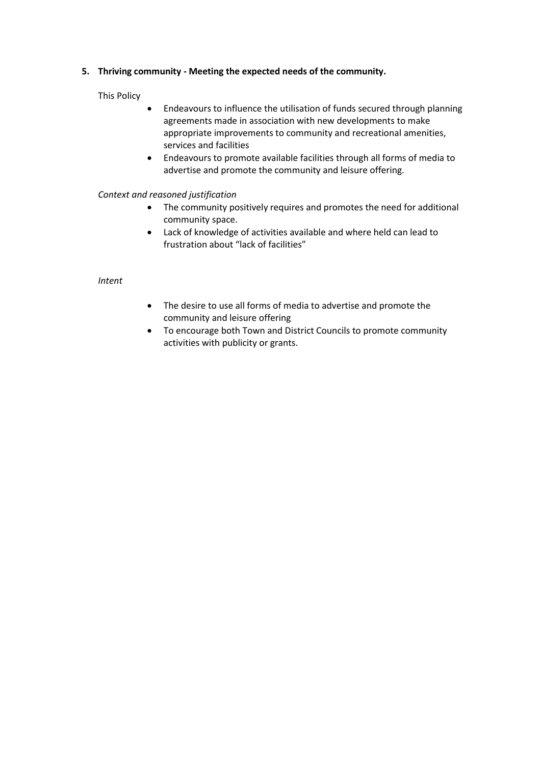**5. Thriving community - Meeting the expected needs of the community.**

This Policy

- Endeavours to influence the utilisation of funds secured through planning agreements made in association with new developments to make appropriate improvements to community and recreational amenities, services and facilities
- Endeavours to promote available facilities through all forms of media to advertise and promote the community and leisure offering.

*Context and reasoned justification*

- The community positively requires and promotes the need for additional community space.
- Lack of knowledge of activities available and where held can lead to frustration about "lack of facilities"

*Intent*

- The desire to use all forms of media to advertise and promote the community and leisure offering
- To encourage both Town and District Councils to promote community activities with publicity or grants.